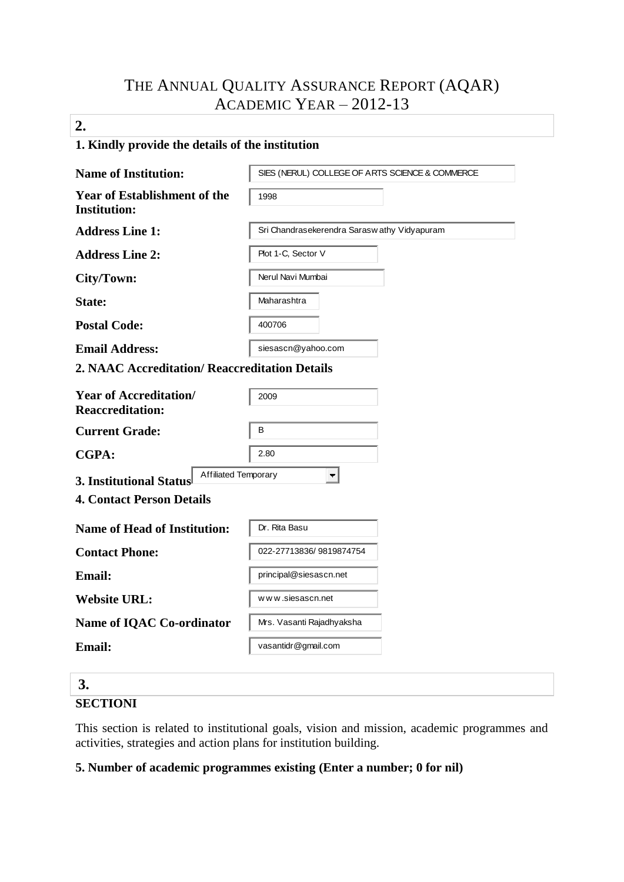# THE ANNUAL QUALITY ASSURANCE REPORT (AQAR)
## ACADEMIC YEAR – 2012-13

**2.**

### 1. Kindly provide the details of the institution

| | |
|---|---|
| **Name of Institution:** | SIES (NERUL) COLLEGE OF ARTS SCIENCE & COMMERCE |
| **Year of Establishment of the Institution:** | 1998 |
| **Address Line 1:** | Sri Chandrasekerendra Saraswathy Vidyapuram |
| **Address Line 2:** | Plot 1-C, Sector V |
| **City/Town:** | Nerul Navi Mumbai |
| **State:** | Maharashtra |
| **Postal Code:** | 400706 |
| **Email Address:** | siesascn@yahoo.com |

### 2. NAAC Accreditation/ Reaccreditation Details

| | |
|---|---|
| **Year of Accreditation/ Reaccreditation:** | 2009 |
| **Current Grade:** | B |
| **CGPA:** | 2.80 |

### 3. Institutional Status

Affiliated Temporary

### 4. Contact Person Details

| | |
|---|---|
| **Name of Head of Institution:** | Dr. Rita Basu |
| **Contact Phone:** | 022-27713836/ 9819874754 |
| **Email:** | principal@siesascn.net |
| **Website URL:** | www.siesascn.net |
| **Name of IQAC Co-ordinator** | Mrs. Vasanti Rajadhyaksha |
| **Email:** | vasantidr@gmail.com |

**3.**

**SECTIONI**

This section is related to institutional goals, vision and mission, academic programmes and activities, strategies and action plans for institution building.

**5. Number of academic programmes existing (Enter a number; 0 for nil)**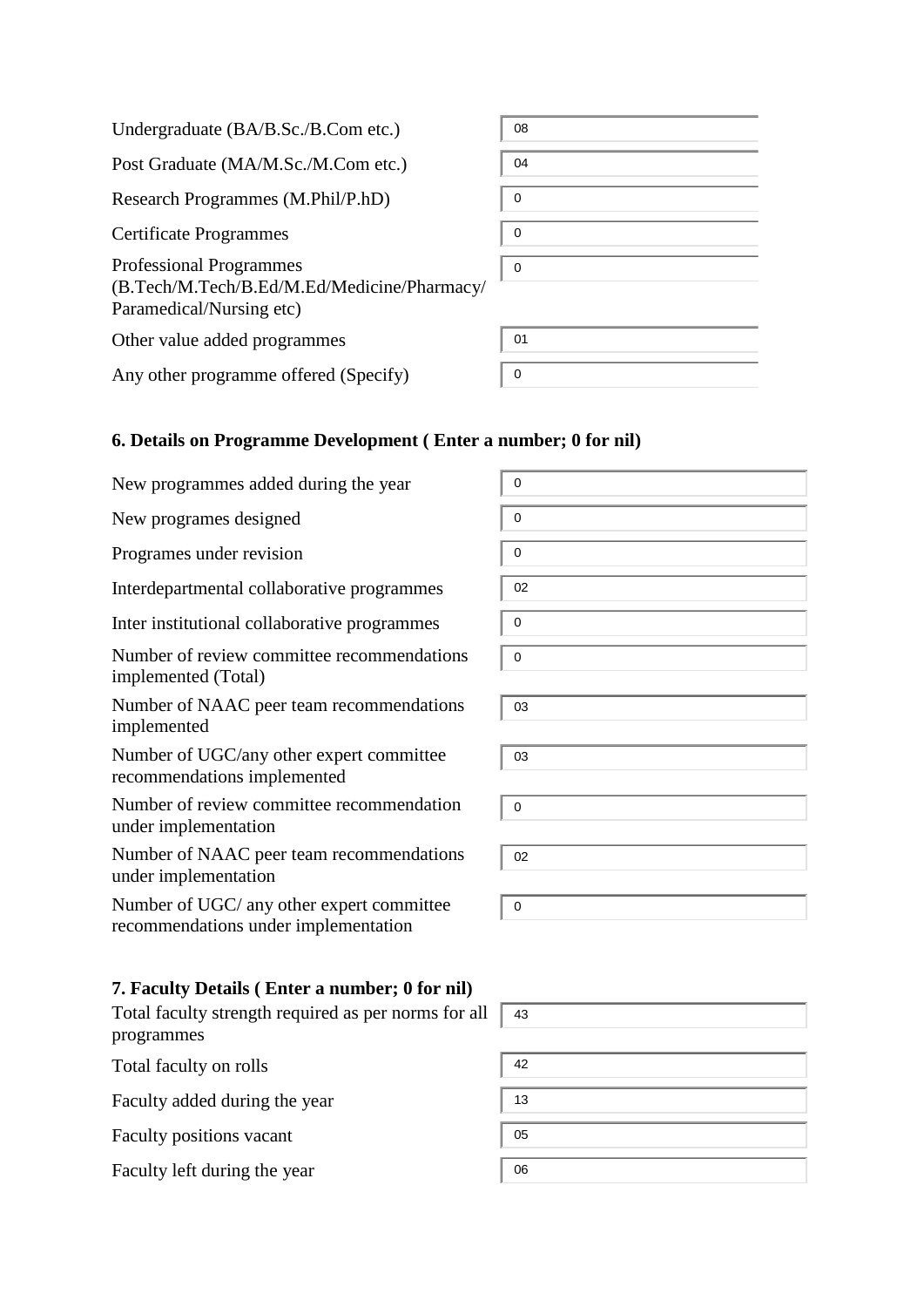| | |
|---|---|
| Undergraduate (BA/B.Sc./B.Com etc.) | 08 |
| Post Graduate (MA/M.Sc./M.Com etc.) | 04 |
| Research Programmes (M.Phil/P.hD) | 0 |
| Certificate Programmes | 0 |
| Professional Programmes (B.Tech/M.Tech/B.Ed/M.Ed/Medicine/Pharmacy/ Paramedical/Nursing etc) | 0 |
| Other value added programmes | 01 |
| Any other programme offered (Specify) | 0 |

### 6. Details on Programme Development ( Enter a number; 0 for nil)

| | |
|---|---|
| New programmes added during the year | 0 |
| New programes designed | 0 |
| Programes under revision | 0 |
| Interdepartmental collaborative programmes | 02 |
| Inter institutional collaborative programmes | 0 |
| Number of review committee recommendations implemented (Total) | 0 |
| Number of NAAC peer team recommendations implemented | 03 |
| Number of UGC/any other expert committee recommendations implemented | 03 |
| Number of review committee recommendation under implementation | 0 |
| Number of NAAC peer team recommendations under implementation | 02 |
| Number of UGC/ any other expert committee recommendations under implementation | 0 |

### 7. Faculty Details ( Enter a number; 0 for nil)

| | |
|---|---|
| Total faculty strength required as per norms for all programmes | 43 |
| Total faculty on rolls | 42 |
| Faculty added during the year | 13 |
| Faculty positions vacant | 05 |
| Faculty left during the year | 06 |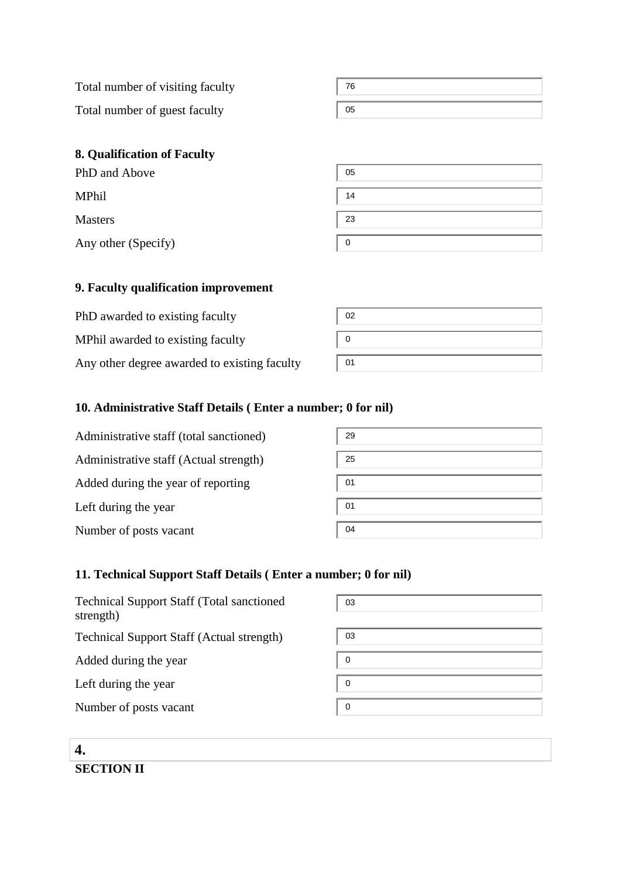| | |
|---|---|
| Total number of visiting faculty | 76 |
| Total number of guest faculty | 05 |

**8. Qualification of Faculty**

| | |
|---|---|
| PhD and Above | 05 |
| MPhil | 14 |
| Masters | 23 |
| Any other (Specify) | 0 |

**9. Faculty qualification improvement**

| | |
|---|---|
| PhD awarded to existing faculty | 02 |
| MPhil awarded to existing faculty | 0 |
| Any other degree awarded to existing faculty | 01 |

**10. Administrative Staff Details ( Enter a number; 0 for nil)**

| | |
|---|---|
| Administrative staff (total sanctioned) | 29 |
| Administrative staff (Actual strength) | 25 |
| Added during the year of reporting | 01 |
| Left during the year | 01 |
| Number of posts vacant | 04 |

**11. Technical Support Staff Details ( Enter a number; 0 for nil)**

| | |
|---|---|
| Technical Support Staff (Total sanctioned strength) | 03 |
| Technical Support Staff (Actual strength) | 03 |
| Added during the year | 0 |
| Left during the year | 0 |
| Number of posts vacant | 0 |

**4.**

**SECTION II**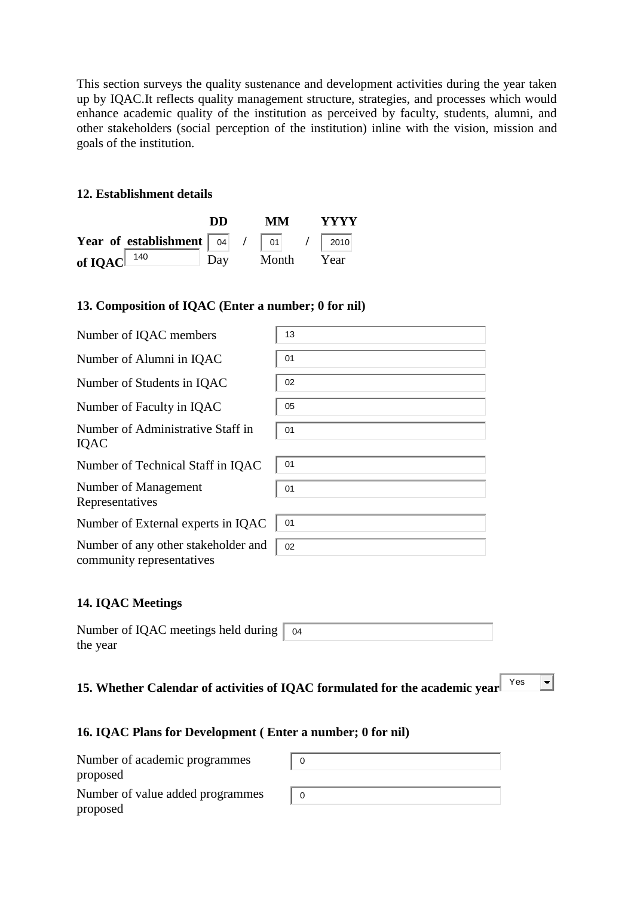This section surveys the quality sustenance and development activities during the year taken up by IQAC.It reflects quality management structure, strategies, and processes which would enhance academic quality of the institution as perceived by faculty, students, alumni, and other stakeholders (social perception of the institution) inline with the vision, mission and goals of the institution.

**12. Establishment details**

| | DD | | MM | | YYYY |
|---|---|---|---|---|---|
| **Year of establishment of IQAC** 140 | 04 | / | 01 | / | 2010 |
| | Day | | Month | | Year |

**13. Composition of IQAC (Enter a number; 0 for nil)**

| | |
|---|---|
| Number of IQAC members | 13 |
| Number of Alumni in IQAC | 01 |
| Number of Students in IQAC | 02 |
| Number of Faculty in IQAC | 05 |
| Number of Administrative Staff in IQAC | 01 |
| Number of Technical Staff in IQAC | 01 |
| Number of Management Representatives | 01 |
| Number of External experts in IQAC | 01 |
| Number of any other stakeholder and community representatives | 02 |

**14. IQAC Meetings**

| | |
|---|---|
| Number of IQAC meetings held during the year | 04 |

**15. Whether Calendar of activities of IQAC formulated for the academic year** Yes

**16. IQAC Plans for Development ( Enter a number; 0 for nil)**

| | |
|---|---|
| Number of academic programmes proposed | 0 |
| Number of value added programmes proposed | 0 |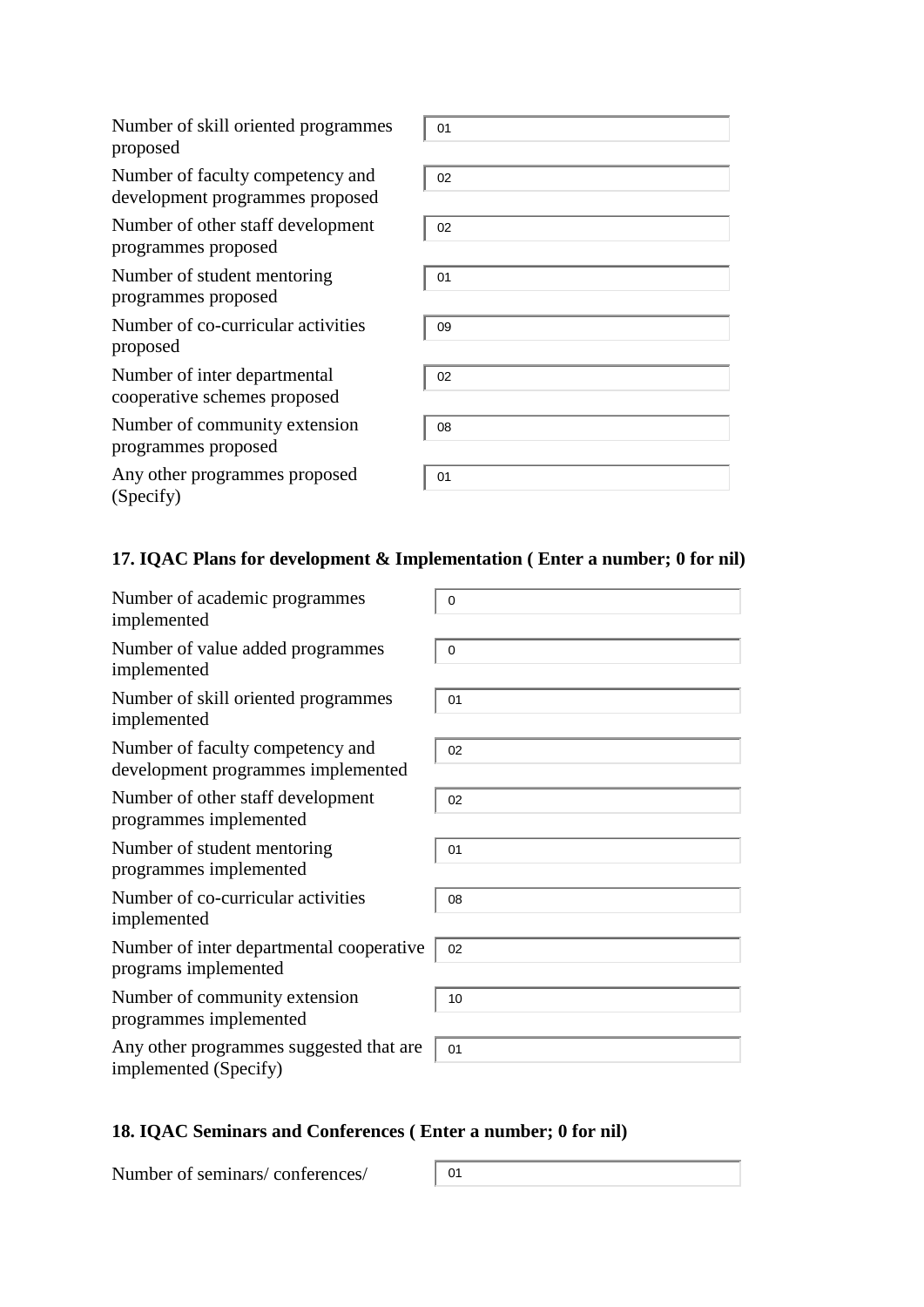| | |
|---|---|
| Number of skill oriented programmes proposed | 01 |
| Number of faculty competency and development programmes proposed | 02 |
| Number of other staff development programmes proposed | 02 |
| Number of student mentoring programmes proposed | 01 |
| Number of co-curricular activities proposed | 09 |
| Number of inter departmental cooperative schemes proposed | 02 |
| Number of community extension programmes proposed | 08 |
| Any other programmes proposed (Specify) | 01 |

### 17. IQAC Plans for development & Implementation ( Enter a number; 0 for nil)

| | |
|---|---|
| Number of academic programmes implemented | 0 |
| Number of value added programmes implemented | 0 |
| Number of skill oriented programmes implemented | 01 |
| Number of faculty competency and development programmes implemented | 02 |
| Number of other staff development programmes implemented | 02 |
| Number of student mentoring programmes implemented | 01 |
| Number of co-curricular activities implemented | 08 |
| Number of inter departmental cooperative programs implemented | 02 |
| Number of community extension programmes implemented | 10 |
| Any other programmes suggested that are implemented (Specify) | 01 |

### 18. IQAC Seminars and Conferences ( Enter a number; 0 for nil)

| | |
|---|---|
| Number of seminars/ conferences/ | 01 |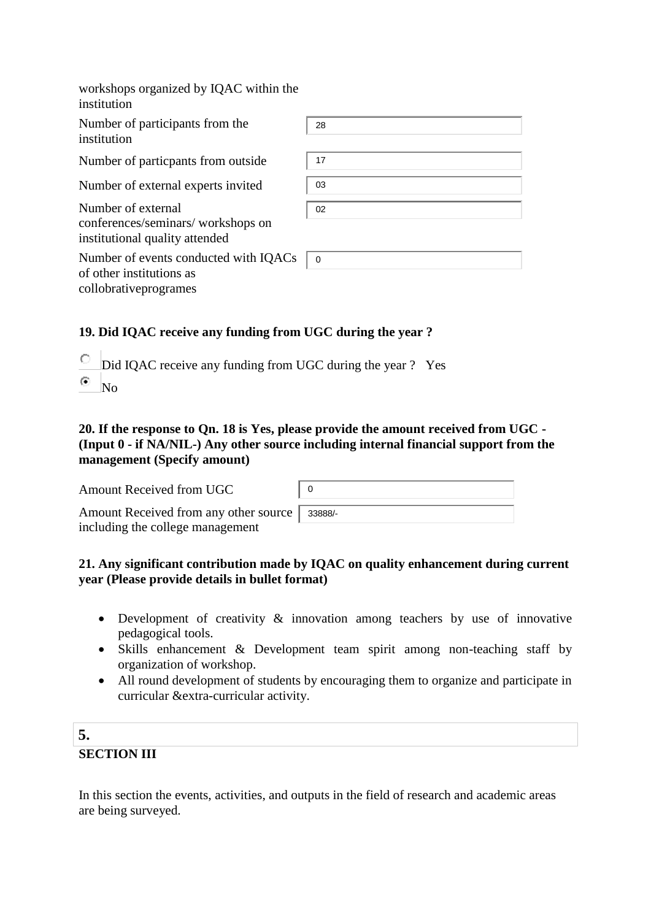workshops organized by IQAC within the institution

| | |
|---|---|
| Number of participants from the institution | 28 |
| Number of particpants from outside | 17 |
| Number of external experts invited | 03 |
| Number of external conferences/seminars/ workshops on institutional quality attended | 02 |
| Number of events conducted with IQACs of other institutions as collobrativeprogrames | 0 |

**19. Did IQAC receive any funding from UGC during the year ?**

○ Did IQAC receive any funding from UGC during the year ? Yes

◉ No

**20. If the response to Qn. 18 is Yes, please provide the amount received from UGC - (Input 0 - if NA/NIL-) Any other source including internal financial support from the management (Specify amount)**

| | |
|---|---|
| Amount Received from UGC | 0 |
| Amount Received from any other source including the college management | 33888/- |

**21. Any significant contribution made by IQAC on quality enhancement during current year (Please provide details in bullet format)**

- Development of creativity & innovation among teachers by use of innovative pedagogical tools.
- Skills enhancement & Development team spirit among non-teaching staff by organization of workshop.
- All round development of students by encouraging them to organize and participate in curricular &extra-curricular activity.

**5.**

**SECTION III**

In this section the events, activities, and outputs in the field of research and academic areas are being surveyed.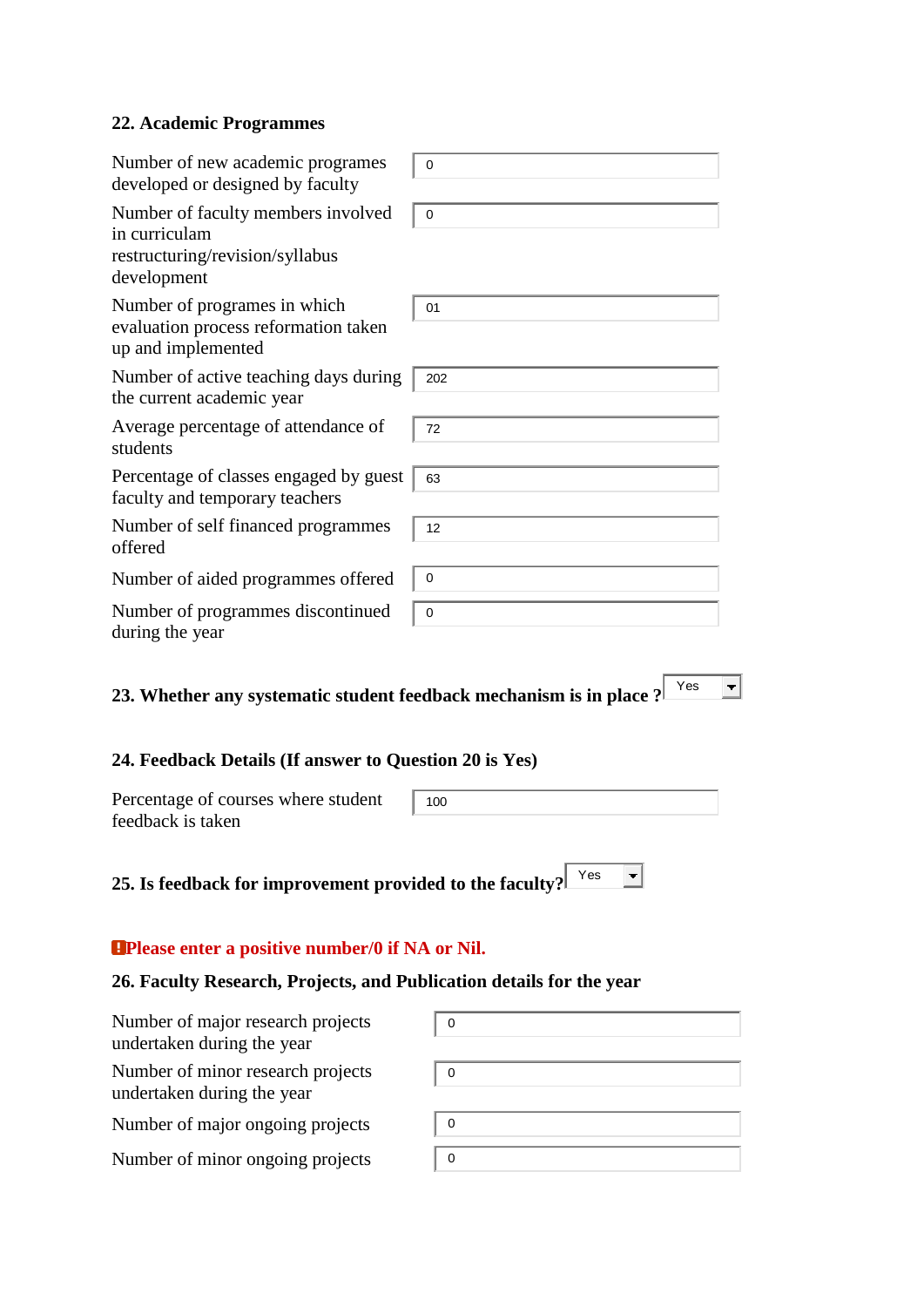### 22. Academic Programmes

| | |
|---|---|
| Number of new academic programes developed or designed by faculty | 0 |
| Number of faculty members involved in curriculam restructuring/revision/syllabus development | 0 |
| Number of programes in which evaluation process reformation taken up and implemented | 01 |
| Number of active teaching days during the current academic year | 202 |
| Average percentage of attendance of students | 72 |
| Percentage of classes engaged by guest faculty and temporary teachers | 63 |
| Number of self financed programmes offered | 12 |
| Number of aided programmes offered | 0 |
| Number of programmes discontinued during the year | 0 |

**23. Whether any systematic student feedback mechanism is in place ?** Yes

**24. Feedback Details (If answer to Question 20 is Yes)**

| | |
|---|---|
| Percentage of courses where student feedback is taken | 100 |

**25. Is feedback for improvement provided to the faculty?** Yes

**Please enter a positive number/0 if NA or Nil.**

**26. Faculty Research, Projects, and Publication details for the year**

| | |
|---|---|
| Number of major research projects undertaken during the year | 0 |
| Number of minor research projects undertaken during the year | 0 |
| Number of major ongoing projects | 0 |
| Number of minor ongoing projects | 0 |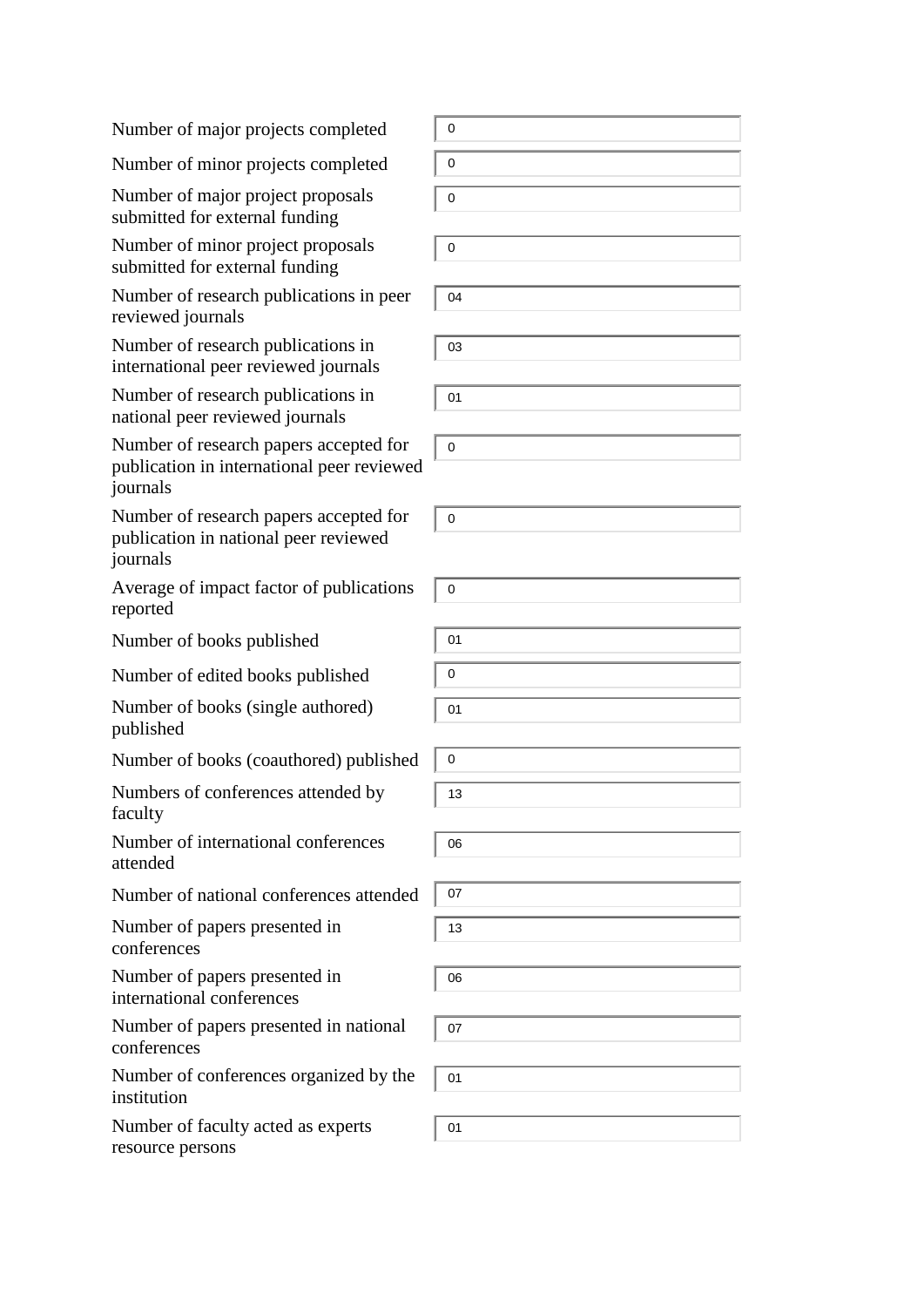| | |
|---|---|
| Number of major projects completed | 0 |
| Number of minor projects completed | 0 |
| Number of major project proposals submitted for external funding | 0 |
| Number of minor project proposals submitted for external funding | 0 |
| Number of research publications in peer reviewed journals | 04 |
| Number of research publications in international peer reviewed journals | 03 |
| Number of research publications in national peer reviewed journals | 01 |
| Number of research papers accepted for publication in international peer reviewed journals | 0 |
| Number of research papers accepted for publication in national peer reviewed journals | 0 |
| Average of impact factor of publications reported | 0 |
| Number of books published | 01 |
| Number of edited books published | 0 |
| Number of books (single authored) published | 01 |
| Number of books (coauthored) published | 0 |
| Numbers of conferences attended by faculty | 13 |
| Number of international conferences attended | 06 |
| Number of national conferences attended | 07 |
| Number of papers presented in conferences | 13 |
| Number of papers presented in international conferences | 06 |
| Number of papers presented in national conferences | 07 |
| Number of conferences organized by the institution | 01 |
| Number of faculty acted as experts resource persons | 01 |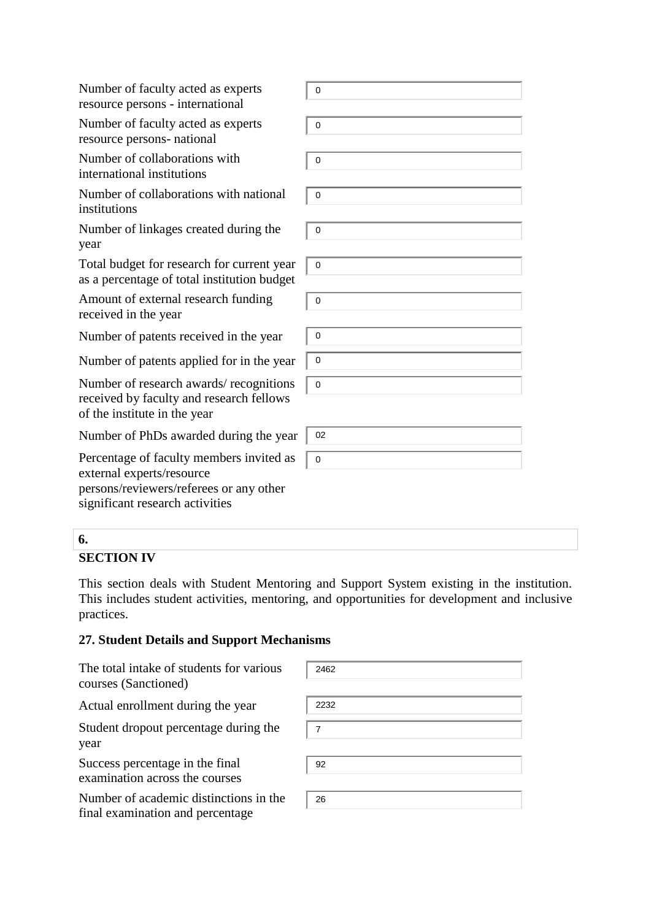| | |
|---|---|
| Number of faculty acted as experts resource persons - international | 0 |
| Number of faculty acted as experts resource persons- national | 0 |
| Number of collaborations with international institutions | 0 |
| Number of collaborations with national institutions | 0 |
| Number of linkages created during the year | 0 |
| Total budget for research for current year as a percentage of total institution budget | 0 |
| Amount of external research funding received in the year | 0 |
| Number of patents received in the year | 0 |
| Number of patents applied for in the year | 0 |
| Number of research awards/ recognitions received by faculty and research fellows of the institute in the year | 0 |
| Number of PhDs awarded during the year | 02 |
| Percentage of faculty members invited as external experts/resource persons/reviewers/referees or any other significant research activities | 0 |

**6.**

## SECTION IV

This section deals with Student Mentoring and Support System existing in the institution. This includes student activities, mentoring, and opportunities for development and inclusive practices.

### 27. Student Details and Support Mechanisms

| | |
|---|---|
| The total intake of students for various courses (Sanctioned) | 2462 |
| Actual enrollment during the year | 2232 |
| Student dropout percentage during the year | 7 |
| Success percentage in the final examination across the courses | 92 |
| Number of academic distinctions in the final examination and percentage | 26 |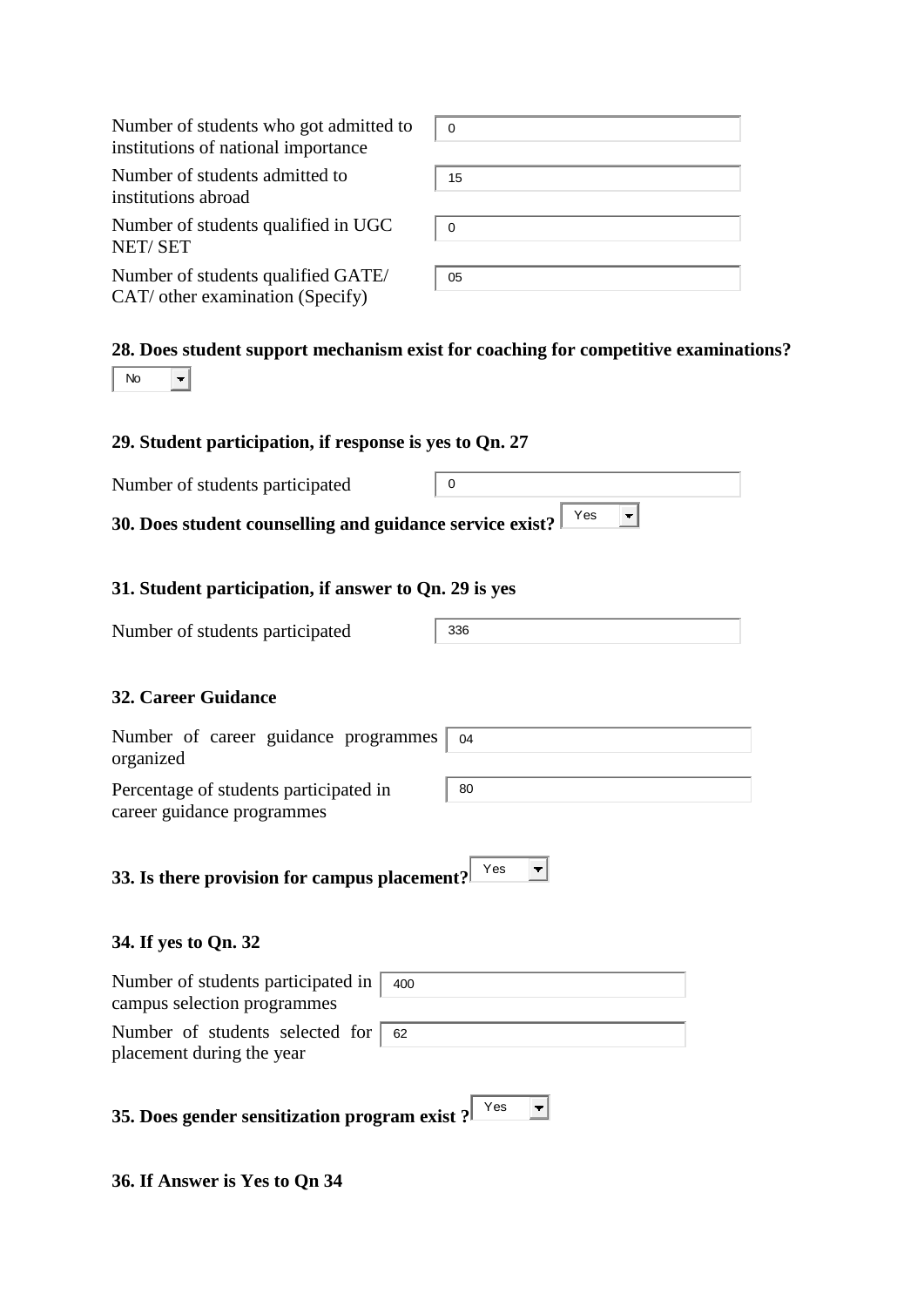| | |
|---|---|
| Number of students who got admitted to institutions of national importance | 0 |
| Number of students admitted to institutions abroad | 15 |
| Number of students qualified in UGC NET/ SET | 0 |
| Number of students qualified GATE/ CAT/ other examination (Specify) | 05 |

**28. Does student support mechanism exist for coaching for competitive examinations?**

No

**29. Student participation, if response is yes to Qn. 27**

| | |
|---|---|
| Number of students participated | 0 |

**30. Does student counselling and guidance service exist?** Yes

**31. Student participation, if answer to Qn. 29 is yes**

| | |
|---|---|
| Number of students participated | 336 |

**32. Career Guidance**

| | |
|---|---|
| Number of career guidance programmes organized | 04 |
| Percentage of students participated in career guidance programmes | 80 |

**33. Is there provision for campus placement?** Yes

**34. If yes to Qn. 32**

| | |
|---|---|
| Number of students participated in campus selection programmes | 400 |
| Number of students selected for placement during the year | 62 |

**35. Does gender sensitization program exist ?** Yes

**36. If Answer is Yes to Qn 34**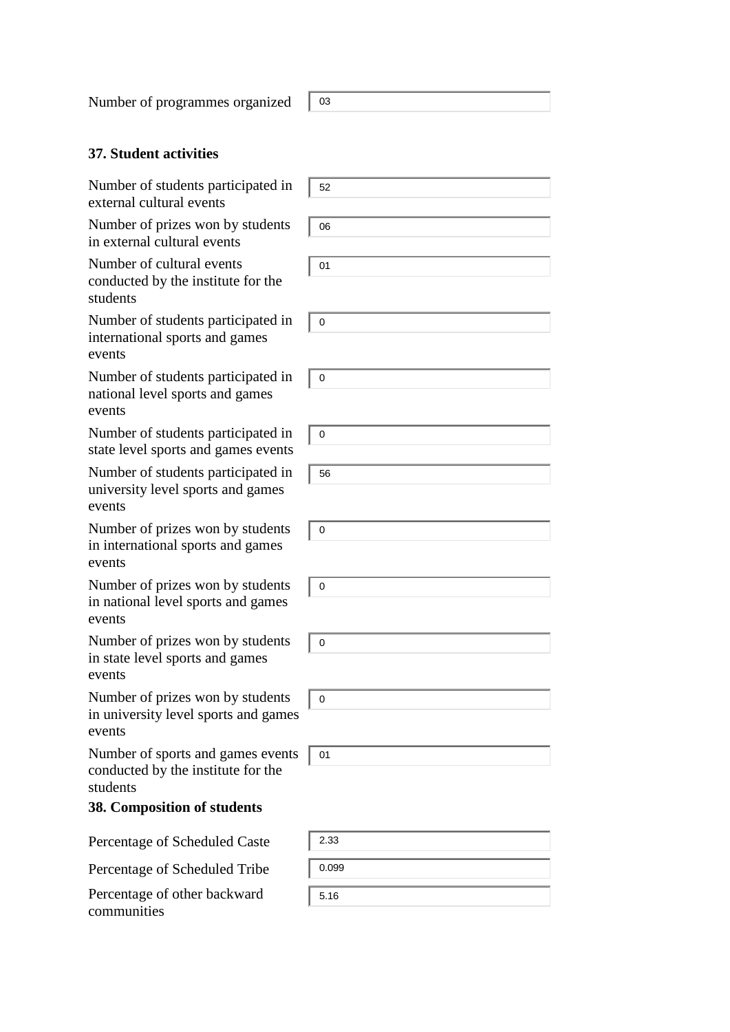| | |
|---|---|
| Number of programmes organized | 03 |

**37. Student activities**

| | |
|---|---|
| Number of students participated in external cultural events | 52 |
| Number of prizes won by students in external cultural events | 06 |
| Number of cultural events conducted by the institute for the students | 01 |
| Number of students participated in international sports and games events | 0 |
| Number of students participated in national level sports and games events | 0 |
| Number of students participated in state level sports and games events | 0 |
| Number of students participated in university level sports and games events | 56 |
| Number of prizes won by students in international sports and games events | 0 |
| Number of prizes won by students in national level sports and games events | 0 |
| Number of prizes won by students in state level sports and games events | 0 |
| Number of prizes won by students in university level sports and games events | 0 |
| Number of sports and games events conducted by the institute for the students | 01 |

**38. Composition of students**

| | |
|---|---|
| Percentage of Scheduled Caste | 2.33 |
| Percentage of Scheduled Tribe | 0.099 |
| Percentage of other backward communities | 5.16 |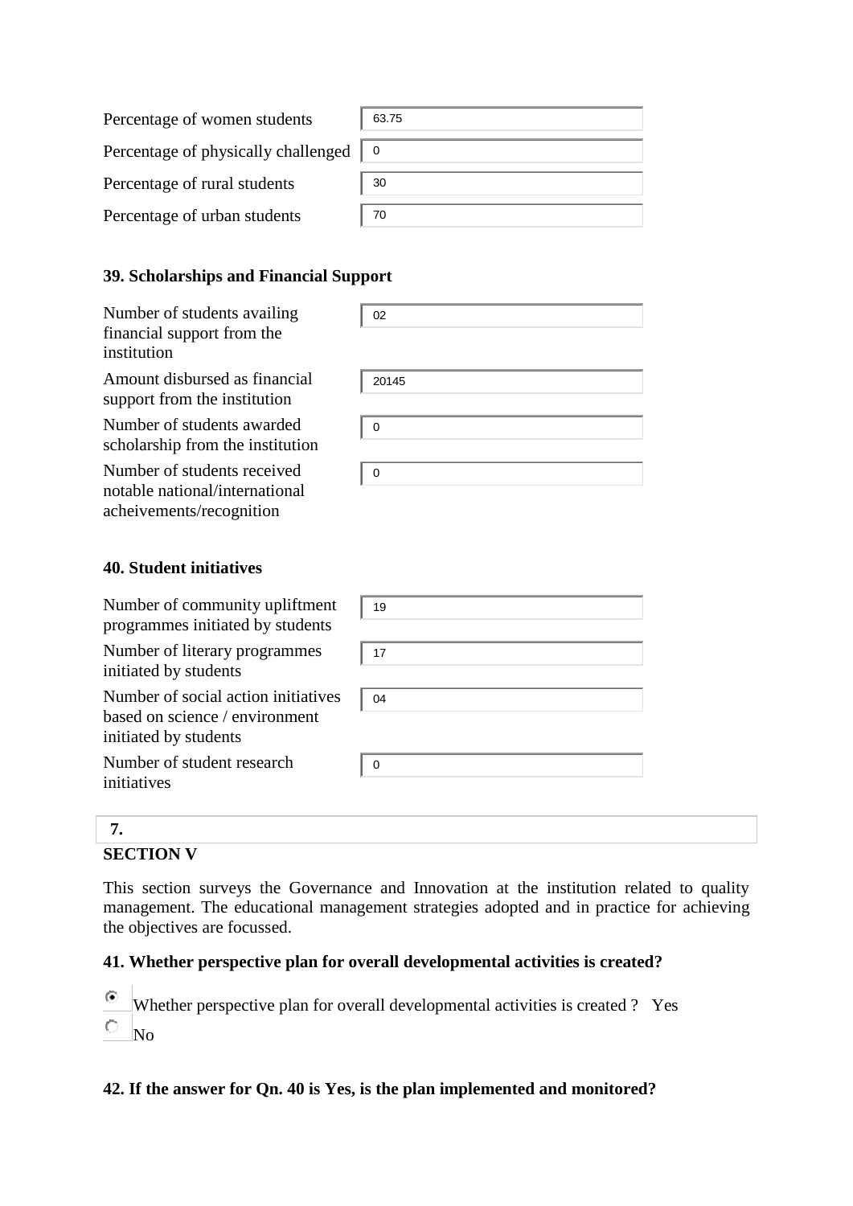| | |
|---|---|
| Percentage of women students | 63.75 |
| Percentage of physically challenged | 0 |
| Percentage of rural students | 30 |
| Percentage of urban students | 70 |

### 39. Scholarships and Financial Support

| | |
|---|---|
| Number of students availing financial support from the institution | 02 |
| Amount disbursed as financial support from the institution | 20145 |
| Number of students awarded scholarship from the institution | 0 |
| Number of students received notable national/international acheivements/recognition | 0 |

### 40. Student initiatives

| | |
|---|---|
| Number of community upliftment programmes initiated by students | 19 |
| Number of literary programmes initiated by students | 17 |
| Number of social action initiatives based on science / environment initiated by students | 04 |
| Number of student research initiatives | 0 |

**7.**

### SECTION V

This section surveys the Governance and Innovation at the institution related to quality management. The educational management strategies adopted and in practice for achieving the objectives are focussed.

### 41. Whether perspective plan for overall developmental activities is created?

- (●) Whether perspective plan for overall developmental activities is created ? Yes
- ( ) No

### 42. If the answer for Qn. 40 is Yes, is the plan implemented and monitored?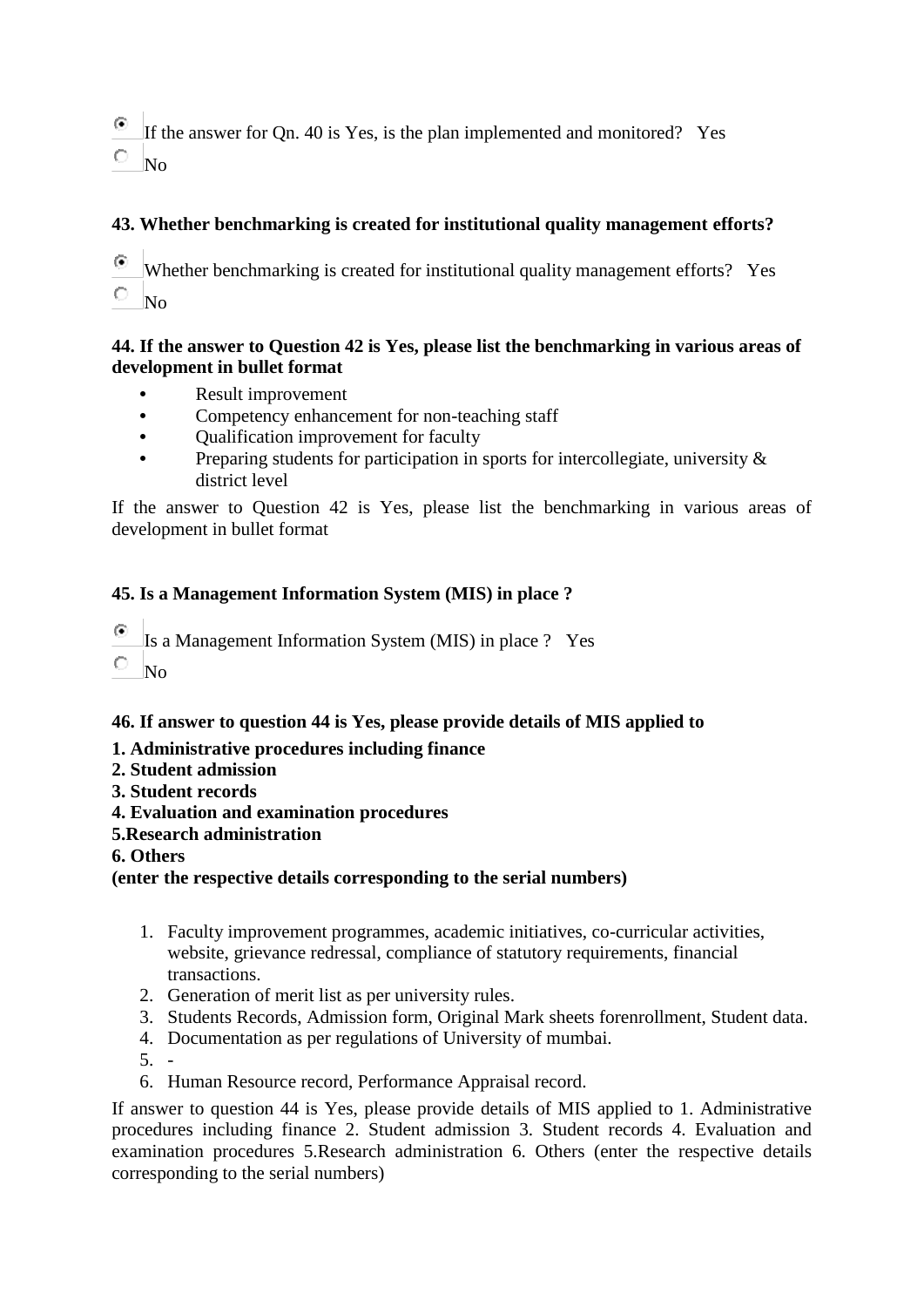◉ If the answer for Qn. 40 is Yes, is the plan implemented and monitored? Yes

○ No

**43. Whether benchmarking is created for institutional quality management efforts?**

◉ Whether benchmarking is created for institutional quality management efforts? Yes

○ No

**44. If the answer to Question 42 is Yes, please list the benchmarking in various areas of development in bullet format**

- Result improvement
- Competency enhancement for non-teaching staff
- Qualification improvement for faculty
- Preparing students for participation in sports for intercollegiate, university & district level

If the answer to Question 42 is Yes, please list the benchmarking in various areas of development in bullet format

**45. Is a Management Information System (MIS) in place ?**

◉ Is a Management Information System (MIS) in place ? Yes

○ No

**46. If answer to question 44 is Yes, please provide details of MIS applied to**
**1. Administrative procedures including finance**
**2. Student admission**
**3. Student records**
**4. Evaluation and examination procedures**
**5.Research administration**
**6. Others**
**(enter the respective details corresponding to the serial numbers)**

1. Faculty improvement programmes, academic initiatives, co-curricular activities, website, grievance redressal, compliance of statutory requirements, financial transactions.
2. Generation of merit list as per university rules.
3. Students Records, Admission form, Original Mark sheets forenrollment, Student data.
4. Documentation as per regulations of University of mumbai.
5. -
6. Human Resource record, Performance Appraisal record.

If answer to question 44 is Yes, please provide details of MIS applied to 1. Administrative procedures including finance 2. Student admission 3. Student records 4. Evaluation and examination procedures 5.Research administration 6. Others (enter the respective details corresponding to the serial numbers)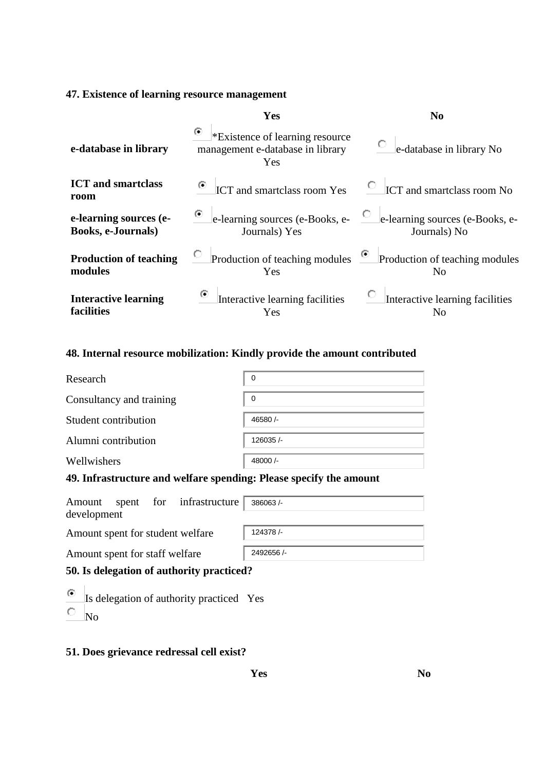### 47. Existence of learning resource management

| | Yes | No |
|---|---|---|
| **e-database in library** | (•) *Existence of learning resource management e-database in library Yes | ( ) e-database in library No |
| **ICT and smartclass room** | (•) ICT and smartclass room Yes | ( ) ICT and smartclass room No |
| **e-learning sources (e-Books, e-Journals)** | (•) e-learning sources (e-Books, e-Journals) Yes | ( ) e-learning sources (e-Books, e-Journals) No |
| **Production of teaching modules** | ( ) Production of teaching modules Yes | (•) Production of teaching modules No |
| **Interactive learning facilities** | (•) Interactive learning facilities Yes | ( ) Interactive learning facilities No |

### 48. Internal resource mobilization: Kindly provide the amount contributed

| | |
|---|---|
| Research | 0 |
| Consultancy and training | 0 |
| Student contribution | 46580 /- |
| Alumni contribution | 126035 /- |
| Wellwishers | 48000 /- |

### 49. Infrastructure and welfare spending: Please specify the amount

| | |
|---|---|
| Amount spent for infrastructure development | 386063 /- |
| Amount spent for student welfare | 124378 /- |
| Amount spent for staff welfare | 2492656 /- |

### 50. Is delegation of authority practiced?

(•) Is delegation of authority practiced Yes

( ) No

### 51. Does grievance redressal cell exist?

| | Yes | No |
|---|---|---|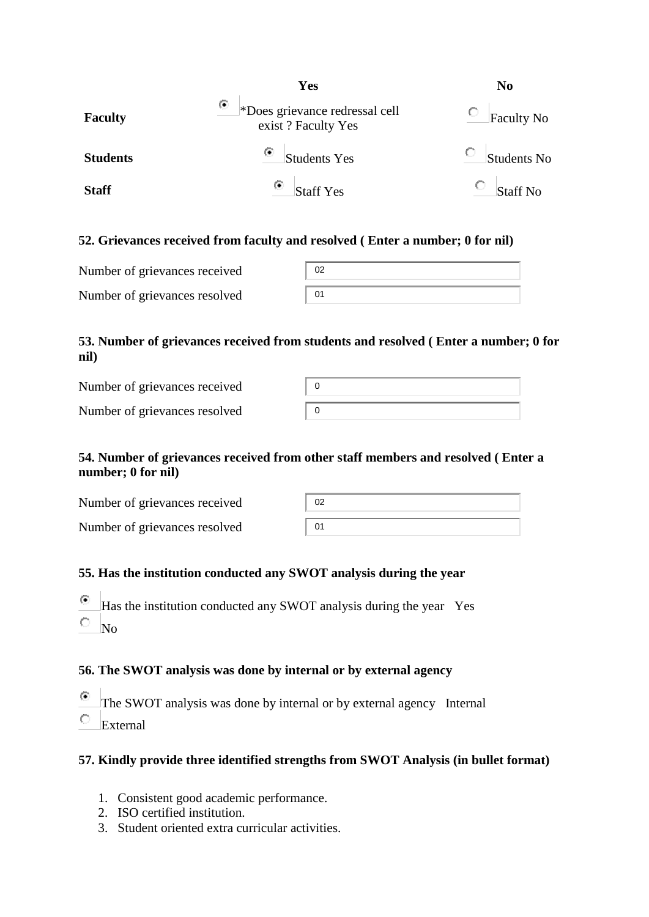| | Yes | No |
|---|---|---|
| **Faculty** | (•) *Does grievance redressal cell exist ? Faculty Yes | ( ) Faculty No |
| **Students** | (•) Students Yes | ( ) Students No |
| **Staff** | (•) Staff Yes | ( ) Staff No |

### 52. Grievances received from faculty and resolved ( Enter a number; 0 for nil)

| | |
|---|---|
| Number of grievances received | 02 |
| Number of grievances resolved | 01 |

### 53. Number of grievances received from students and resolved ( Enter a number; 0 for nil)

| | |
|---|---|
| Number of grievances received | 0 |
| Number of grievances resolved | 0 |

### 54. Number of grievances received from other staff members and resolved ( Enter a number; 0 for nil)

| | |
|---|---|
| Number of grievances received | 02 |
| Number of grievances resolved | 01 |

### 55. Has the institution conducted any SWOT analysis during the year

(•) Has the institution conducted any SWOT analysis during the year Yes
( ) No

### 56. The SWOT analysis was done by internal or by external agency

(•) The SWOT analysis was done by internal or by external agency Internal
( ) External

### 57. Kindly provide three identified strengths from SWOT Analysis (in bullet format)

1. Consistent good academic performance.
2. ISO certified institution.
3. Student oriented extra curricular activities.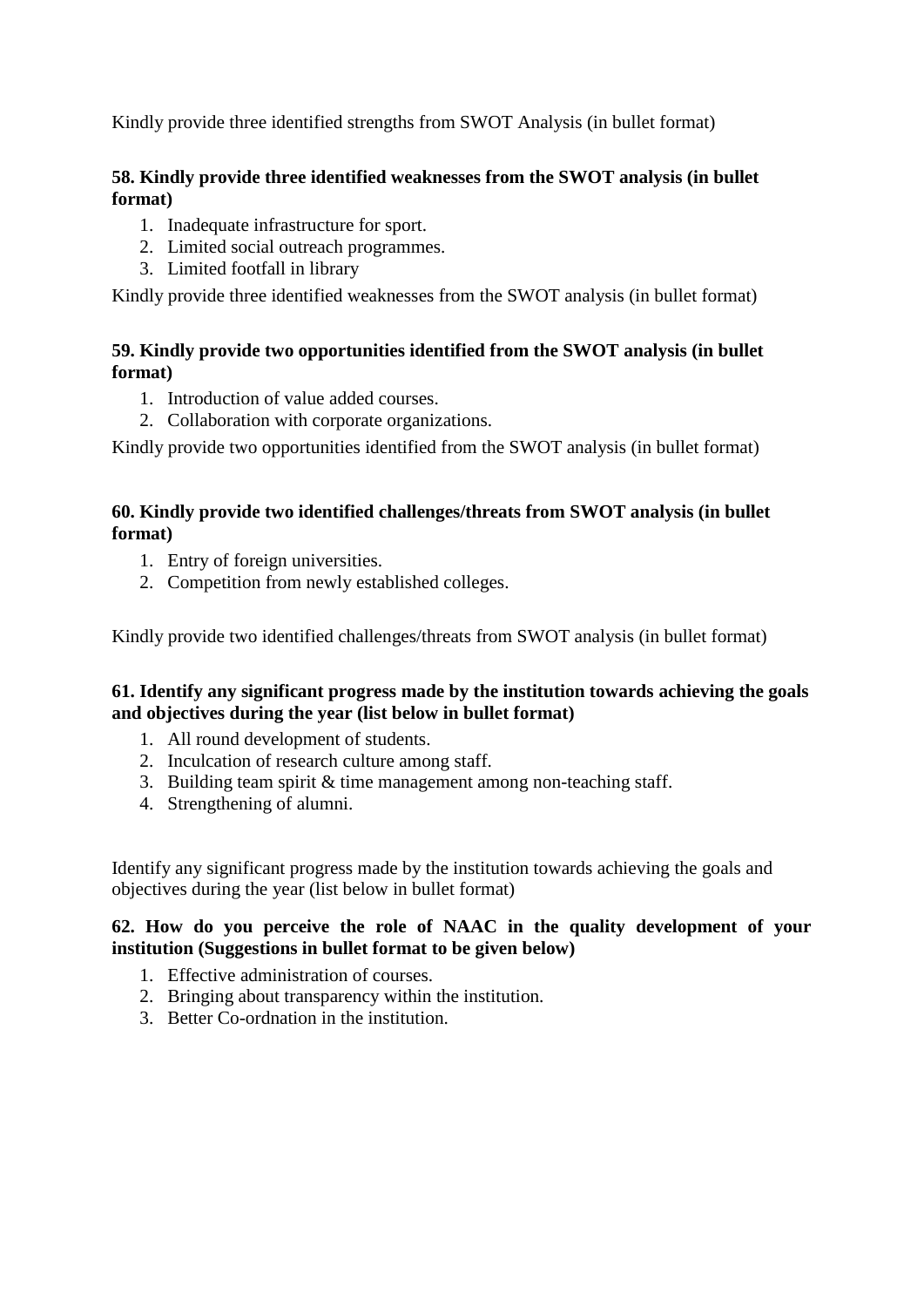Kindly provide three identified strengths from SWOT Analysis (in bullet format)

**58. Kindly provide three identified weaknesses from the SWOT analysis (in bullet format)**

1. Inadequate infrastructure for sport.
2. Limited social outreach programmes.
3. Limited footfall in library

Kindly provide three identified weaknesses from the SWOT analysis (in bullet format)

**59. Kindly provide two opportunities identified from the SWOT analysis (in bullet format)**

1. Introduction of value added courses.
2. Collaboration with corporate organizations.

Kindly provide two opportunities identified from the SWOT analysis (in bullet format)

**60. Kindly provide two identified challenges/threats from SWOT analysis (in bullet format)**

1. Entry of foreign universities.
2. Competition from newly established colleges.

Kindly provide two identified challenges/threats from SWOT analysis (in bullet format)

**61. Identify any significant progress made by the institution towards achieving the goals and objectives during the year (list below in bullet format)**

1. All round development of students.
2. Inculcation of research culture among staff.
3. Building team spirit & time management among non-teaching staff.
4. Strengthening of alumni.

Identify any significant progress made by the institution towards achieving the goals and objectives during the year (list below in bullet format)

**62. How do you perceive the role of NAAC in the quality development of your institution (Suggestions in bullet format to be given below)**

1. Effective administration of courses.
2. Bringing about transparency within the institution.
3. Better Co-ordnation in the institution.